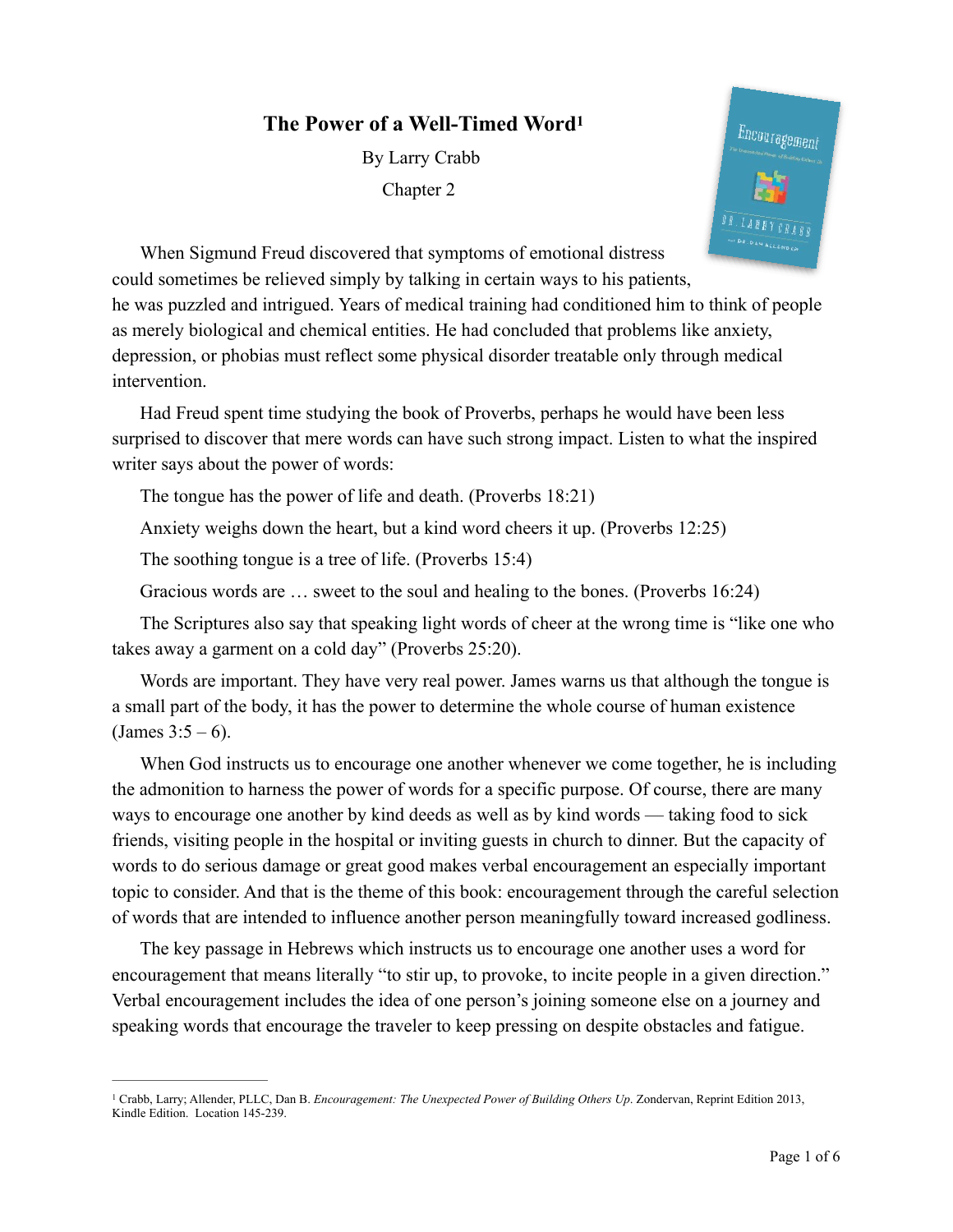# The Power of a Well-Timed Word[1]

By Larry Crabb

Chapter 2

When Sigmund Freud discovered that symptoms of emotional distress could sometimes be relieved simply by talking in certain ways to his patients, he was puzzled and intrigued. Years of medical training had conditioned him to think of people as merely biological and chemical entities. He had concluded that problems like anxiety, depression, or phobias must reflect some physical disorder treatable only through medical intervention.

Had Freud spent time studying the book of Proverbs, perhaps he would have been less surprised to discover that mere words can have such strong impact. Listen to what the inspired writer says about the power of words:

The tongue has the power of life and death. (Proverbs 18:21)

Anxiety weighs down the heart, but a kind word cheers it up. (Proverbs 12:25)

The soothing tongue is a tree of life. (Proverbs 15:4)

Gracious words are … sweet to the soul and healing to the bones. (Proverbs 16:24)

The Scriptures also say that speaking light words of cheer at the wrong time is "like one who takes away a garment on a cold day" (Proverbs 25:20).

Words are important. They have very real power. James warns us that although the tongue is a small part of the body, it has the power to determine the whole course of human existence (James 3:5 – 6).

When God instructs us to encourage one another whenever we come together, he is including the admonition to harness the power of words for a specific purpose. Of course, there are many ways to encourage one another by kind deeds as well as by kind words — taking food to sick friends, visiting people in the hospital or inviting guests in church to dinner. But the capacity of words to do serious damage or great good makes verbal encouragement an especially important topic to consider. And that is the theme of this book: encouragement through the careful selection of words that are intended to influence another person meaningfully toward increased godliness.

The key passage in Hebrews which instructs us to encourage one another uses a word for encouragement that means literally "to stir up, to provoke, to incite people in a given direction." Verbal encouragement includes the idea of one person's joining someone else on a journey and speaking words that encourage the traveler to keep pressing on despite obstacles and fatigue.

---

[1] Crabb, Larry; Allender, PLLC, Dan B. *Encouragement: The Unexpected Power of Building Others Up*. Zondervan, Reprint Edition 2013, Kindle Edition. Location 145-239.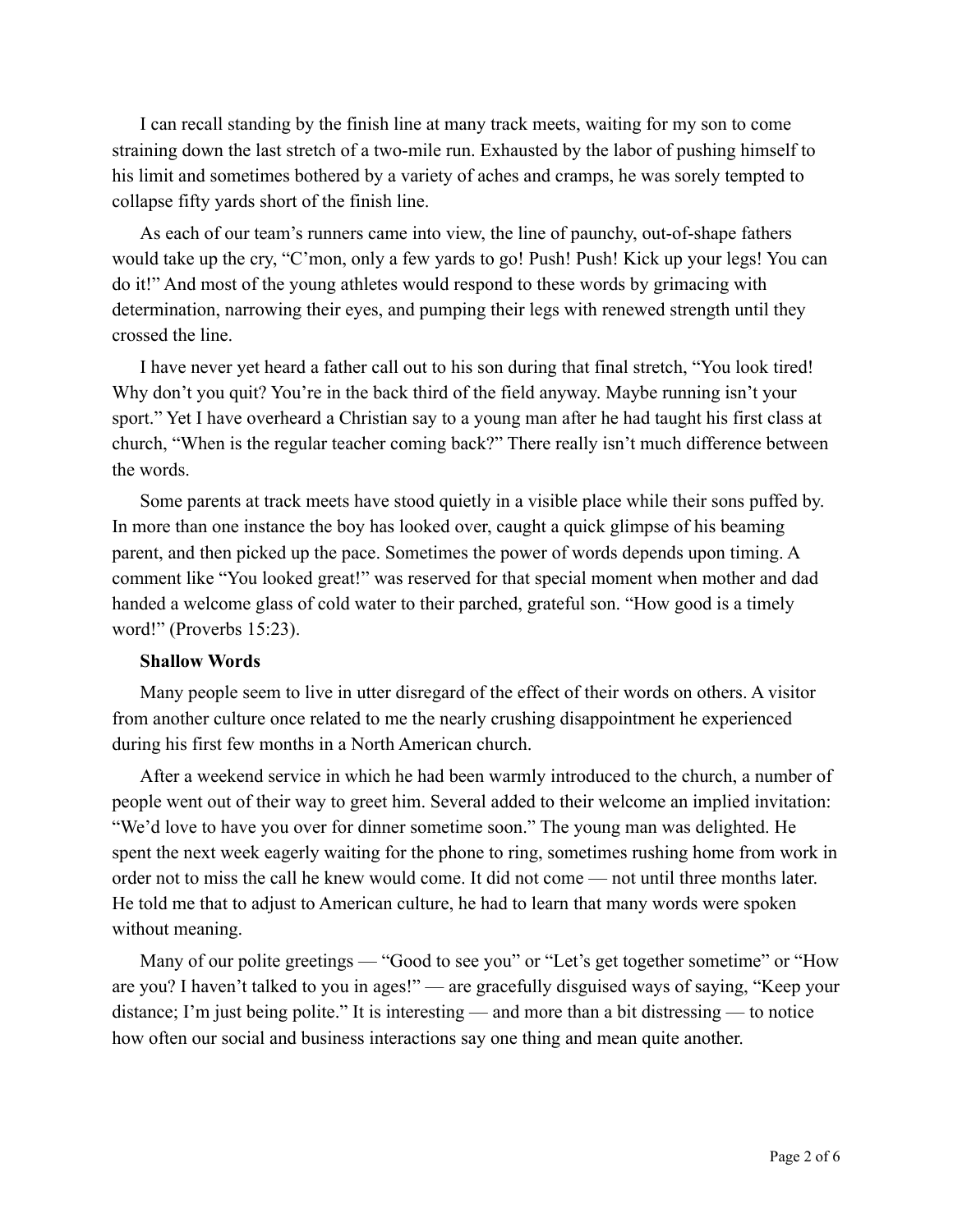I can recall standing by the finish line at many track meets, waiting for my son to come straining down the last stretch of a two-mile run. Exhausted by the labor of pushing himself to his limit and sometimes bothered by a variety of aches and cramps, he was sorely tempted to collapse fifty yards short of the finish line.

As each of our team's runners came into view, the line of paunchy, out-of-shape fathers would take up the cry, "C'mon, only a few yards to go! Push! Push! Kick up your legs! You can do it!" And most of the young athletes would respond to these words by grimacing with determination, narrowing their eyes, and pumping their legs with renewed strength until they crossed the line.

I have never yet heard a father call out to his son during that final stretch, "You look tired! Why don't you quit? You're in the back third of the field anyway. Maybe running isn't your sport." Yet I have overheard a Christian say to a young man after he had taught his first class at church, "When is the regular teacher coming back?" There really isn't much difference between the words.

Some parents at track meets have stood quietly in a visible place while their sons puffed by. In more than one instance the boy has looked over, caught a quick glimpse of his beaming parent, and then picked up the pace. Sometimes the power of words depends upon timing. A comment like "You looked great!" was reserved for that special moment when mother and dad handed a welcome glass of cold water to their parched, grateful son. "How good is a timely word!" (Proverbs 15:23).

**Shallow Words**

Many people seem to live in utter disregard of the effect of their words on others. A visitor from another culture once related to me the nearly crushing disappointment he experienced during his first few months in a North American church.

After a weekend service in which he had been warmly introduced to the church, a number of people went out of their way to greet him. Several added to their welcome an implied invitation: "We'd love to have you over for dinner sometime soon." The young man was delighted. He spent the next week eagerly waiting for the phone to ring, sometimes rushing home from work in order not to miss the call he knew would come. It did not come — not until three months later. He told me that to adjust to American culture, he had to learn that many words were spoken without meaning.

Many of our polite greetings — "Good to see you" or "Let's get together sometime" or "How are you? I haven't talked to you in ages!" — are gracefully disguised ways of saying, "Keep your distance; I'm just being polite." It is interesting — and more than a bit distressing — to notice how often our social and business interactions say one thing and mean quite another.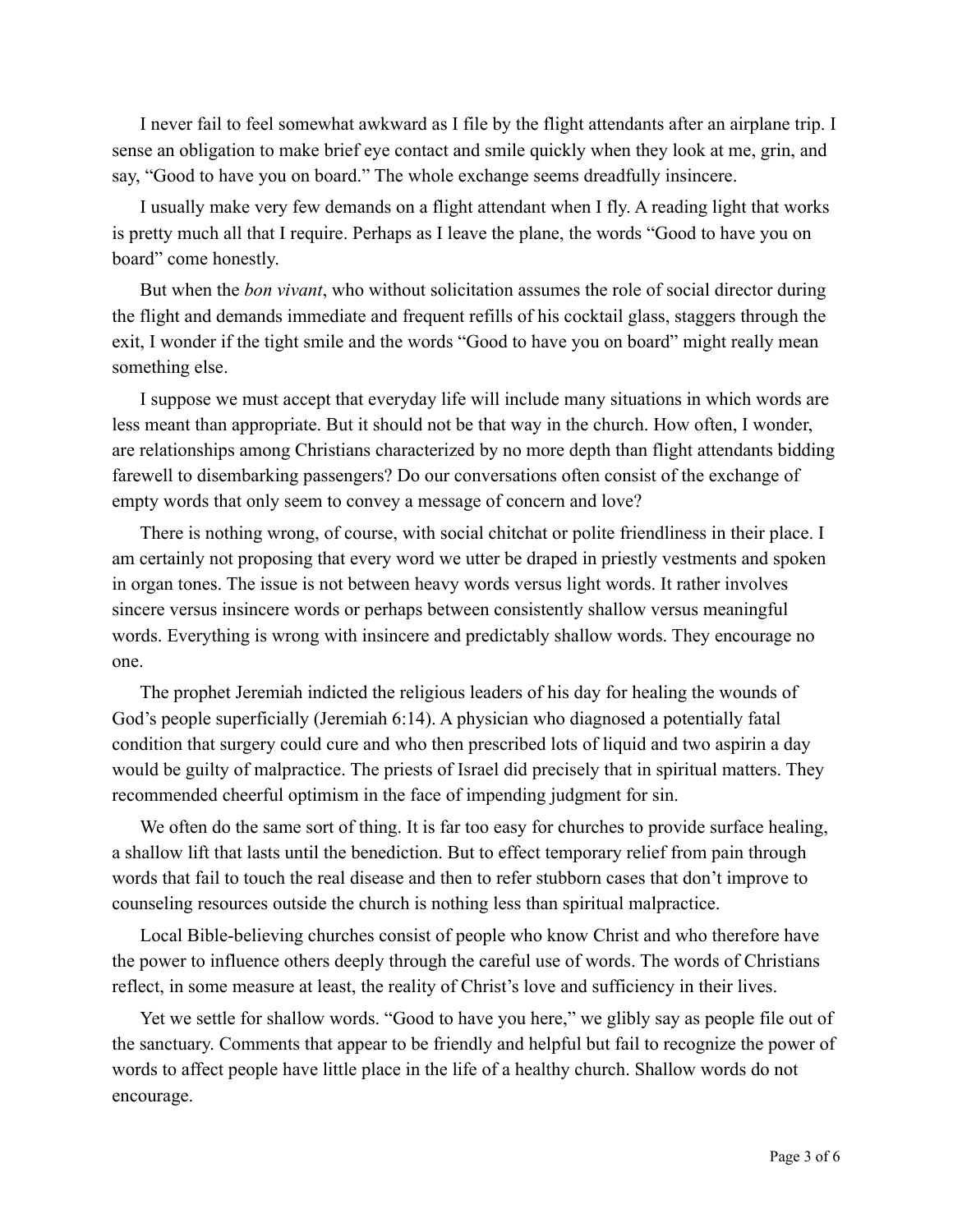I never fail to feel somewhat awkward as I file by the flight attendants after an airplane trip. I sense an obligation to make brief eye contact and smile quickly when they look at me, grin, and say, “Good to have you on board.” The whole exchange seems dreadfully insincere.

I usually make very few demands on a flight attendant when I fly. A reading light that works is pretty much all that I require. Perhaps as I leave the plane, the words “Good to have you on board” come honestly.

But when the *bon vivant*, who without solicitation assumes the role of social director during the flight and demands immediate and frequent refills of his cocktail glass, staggers through the exit, I wonder if the tight smile and the words “Good to have you on board” might really mean something else.

I suppose we must accept that everyday life will include many situations in which words are less meant than appropriate. But it should not be that way in the church. How often, I wonder, are relationships among Christians characterized by no more depth than flight attendants bidding farewell to disembarking passengers? Do our conversations often consist of the exchange of empty words that only seem to convey a message of concern and love?

There is nothing wrong, of course, with social chitchat or polite friendliness in their place. I am certainly not proposing that every word we utter be draped in priestly vestments and spoken in organ tones. The issue is not between heavy words versus light words. It rather involves sincere versus insincere words or perhaps between consistently shallow versus meaningful words. Everything is wrong with insincere and predictably shallow words. They encourage no one.

The prophet Jeremiah indicted the religious leaders of his day for healing the wounds of God’s people superficially (Jeremiah 6:14). A physician who diagnosed a potentially fatal condition that surgery could cure and who then prescribed lots of liquid and two aspirin a day would be guilty of malpractice. The priests of Israel did precisely that in spiritual matters. They recommended cheerful optimism in the face of impending judgment for sin.

We often do the same sort of thing. It is far too easy for churches to provide surface healing, a shallow lift that lasts until the benediction. But to effect temporary relief from pain through words that fail to touch the real disease and then to refer stubborn cases that don’t improve to counseling resources outside the church is nothing less than spiritual malpractice.

Local Bible-believing churches consist of people who know Christ and who therefore have the power to influence others deeply through the careful use of words. The words of Christians reflect, in some measure at least, the reality of Christ’s love and sufficiency in their lives.

Yet we settle for shallow words. “Good to have you here,” we glibly say as people file out of the sanctuary. Comments that appear to be friendly and helpful but fail to recognize the power of words to affect people have little place in the life of a healthy church. Shallow words do not encourage.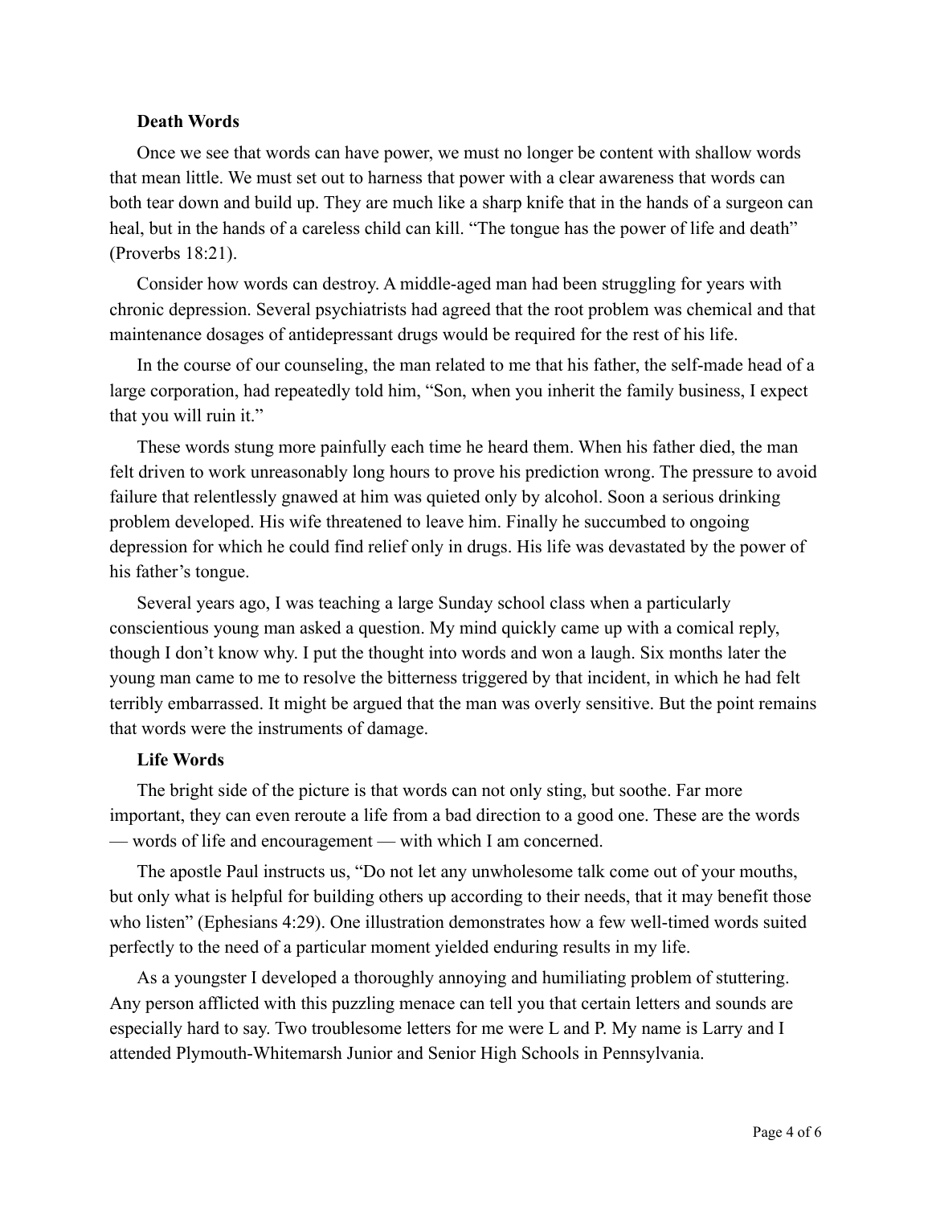**Death Words**

Once we see that words can have power, we must no longer be content with shallow words that mean little. We must set out to harness that power with a clear awareness that words can both tear down and build up. They are much like a sharp knife that in the hands of a surgeon can heal, but in the hands of a careless child can kill. “The tongue has the power of life and death” (Proverbs 18:21).

Consider how words can destroy. A middle-aged man had been struggling for years with chronic depression. Several psychiatrists had agreed that the root problem was chemical and that maintenance dosages of antidepressant drugs would be required for the rest of his life.

In the course of our counseling, the man related to me that his father, the self-made head of a large corporation, had repeatedly told him, “Son, when you inherit the family business, I expect that you will ruin it.”

These words stung more painfully each time he heard them. When his father died, the man felt driven to work unreasonably long hours to prove his prediction wrong. The pressure to avoid failure that relentlessly gnawed at him was quieted only by alcohol. Soon a serious drinking problem developed. His wife threatened to leave him. Finally he succumbed to ongoing depression for which he could find relief only in drugs. His life was devastated by the power of his father’s tongue.

Several years ago, I was teaching a large Sunday school class when a particularly conscientious young man asked a question. My mind quickly came up with a comical reply, though I don’t know why. I put the thought into words and won a laugh. Six months later the young man came to me to resolve the bitterness triggered by that incident, in which he had felt terribly embarrassed. It might be argued that the man was overly sensitive. But the point remains that words were the instruments of damage.

**Life Words**

The bright side of the picture is that words can not only sting, but soothe. Far more important, they can even reroute a life from a bad direction to a good one. These are the words — words of life and encouragement — with which I am concerned.

The apostle Paul instructs us, “Do not let any unwholesome talk come out of your mouths, but only what is helpful for building others up according to their needs, that it may benefit those who listen” (Ephesians 4:29). One illustration demonstrates how a few well-timed words suited perfectly to the need of a particular moment yielded enduring results in my life.

As a youngster I developed a thoroughly annoying and humiliating problem of stuttering. Any person afflicted with this puzzling menace can tell you that certain letters and sounds are especially hard to say. Two troublesome letters for me were L and P. My name is Larry and I attended Plymouth-Whitemarsh Junior and Senior High Schools in Pennsylvania.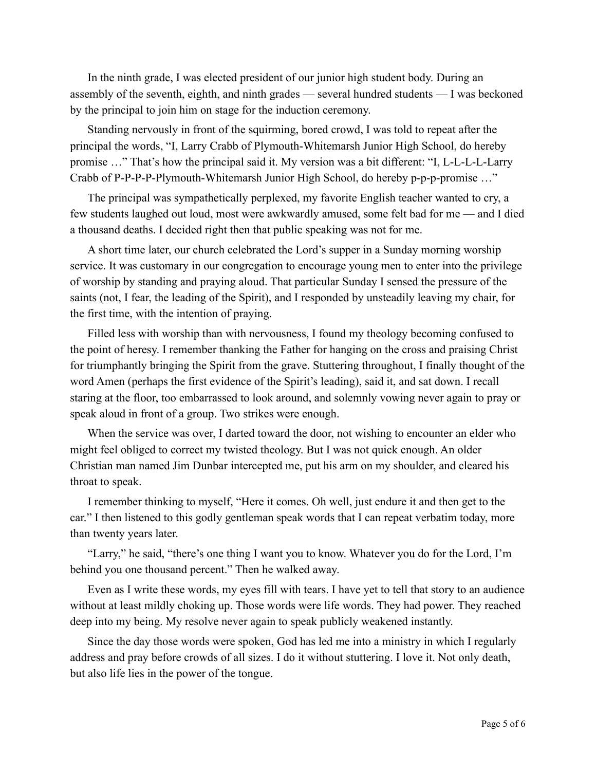In the ninth grade, I was elected president of our junior high student body. During an assembly of the seventh, eighth, and ninth grades — several hundred students — I was beckoned by the principal to join him on stage for the induction ceremony.

Standing nervously in front of the squirming, bored crowd, I was told to repeat after the principal the words, "I, Larry Crabb of Plymouth-Whitemarsh Junior High School, do hereby promise …" That's how the principal said it. My version was a bit different: "I, L-L-L-L-Larry Crabb of P-P-P-P-Plymouth-Whitemarsh Junior High School, do hereby p-p-p-promise …"

The principal was sympathetically perplexed, my favorite English teacher wanted to cry, a few students laughed out loud, most were awkwardly amused, some felt bad for me — and I died a thousand deaths. I decided right then that public speaking was not for me.

A short time later, our church celebrated the Lord's supper in a Sunday morning worship service. It was customary in our congregation to encourage young men to enter into the privilege of worship by standing and praying aloud. That particular Sunday I sensed the pressure of the saints (not, I fear, the leading of the Spirit), and I responded by unsteadily leaving my chair, for the first time, with the intention of praying.

Filled less with worship than with nervousness, I found my theology becoming confused to the point of heresy. I remember thanking the Father for hanging on the cross and praising Christ for triumphantly bringing the Spirit from the grave. Stuttering throughout, I finally thought of the word Amen (perhaps the first evidence of the Spirit's leading), said it, and sat down. I recall staring at the floor, too embarrassed to look around, and solemnly vowing never again to pray or speak aloud in front of a group. Two strikes were enough.

When the service was over, I darted toward the door, not wishing to encounter an elder who might feel obliged to correct my twisted theology. But I was not quick enough. An older Christian man named Jim Dunbar intercepted me, put his arm on my shoulder, and cleared his throat to speak.

I remember thinking to myself, "Here it comes. Oh well, just endure it and then get to the car." I then listened to this godly gentleman speak words that I can repeat verbatim today, more than twenty years later.

"Larry," he said, "there's one thing I want you to know. Whatever you do for the Lord, I'm behind you one thousand percent." Then he walked away.

Even as I write these words, my eyes fill with tears. I have yet to tell that story to an audience without at least mildly choking up. Those words were life words. They had power. They reached deep into my being. My resolve never again to speak publicly weakened instantly.

Since the day those words were spoken, God has led me into a ministry in which I regularly address and pray before crowds of all sizes. I do it without stuttering. I love it. Not only death, but also life lies in the power of the tongue.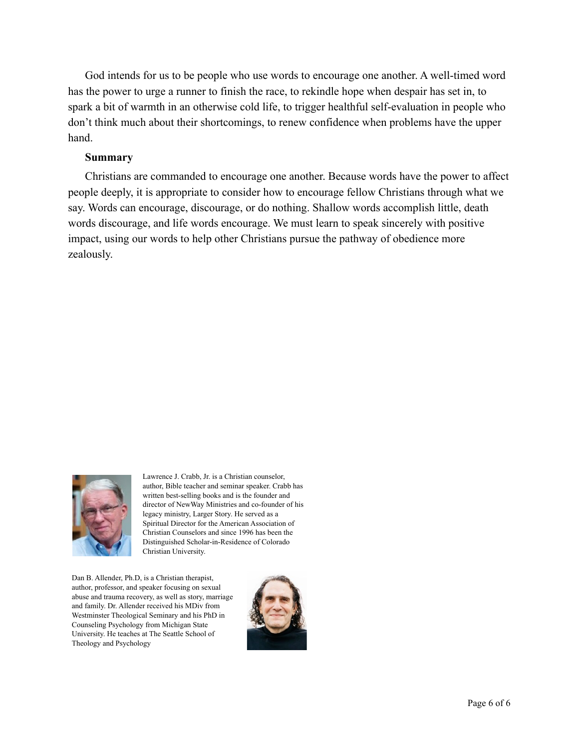God intends for us to be people who use words to encourage one another. A well-timed word has the power to urge a runner to finish the race, to rekindle hope when despair has set in, to spark a bit of warmth in an otherwise cold life, to trigger healthful self-evaluation in people who don't think much about their shortcomings, to renew confidence when problems have the upper hand.

**Summary**

Christians are commanded to encourage one another. Because words have the power to affect people deeply, it is appropriate to consider how to encourage fellow Christians through what we say. Words can encourage, discourage, or do nothing. Shallow words accomplish little, death words discourage, and life words encourage. We must learn to speak sincerely with positive impact, using our words to help other Christians pursue the pathway of obedience more zealously.

Lawrence J. Crabb, Jr. is a Christian counselor, author, Bible teacher and seminar speaker. Crabb has written best-selling books and is the founder and director of NewWay Ministries and co-founder of his legacy ministry, Larger Story. He served as a Spiritual Director for the American Association of Christian Counselors and since 1996 has been the Distinguished Scholar-in-Residence of Colorado Christian University.

Dan B. Allender, Ph.D, is a Christian therapist, author, professor, and speaker focusing on sexual abuse and trauma recovery, as well as story, marriage and family. Dr. Allender received his MDiv from Westminster Theological Seminary and his PhD in Counseling Psychology from Michigan State University. He teaches at The Seattle School of Theology and Psychology